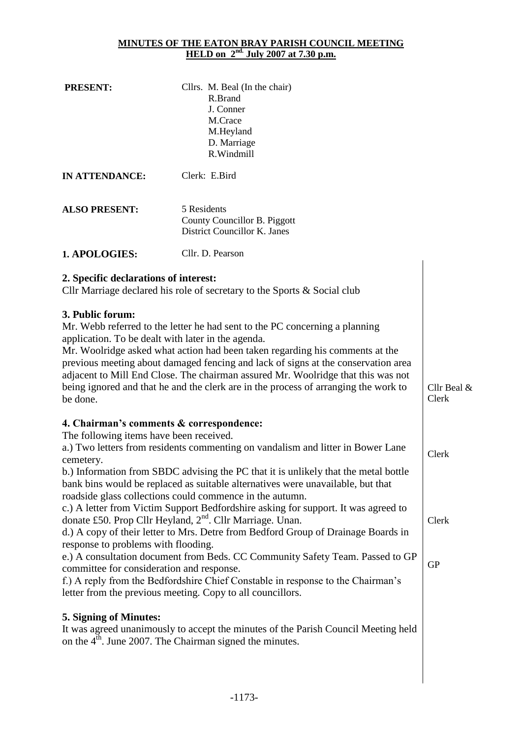# MINUTES OF THE EATON BRAY PARISH COUNCIL MEETING
## HELD on 2nd. July 2007 at 7.30 p.m.

| | |
|---|---|
| **PRESENT:** | Cllrs. M. Beal (In the chair)<br>R.Brand<br>J. Conner<br>M.Crace<br>M.Heyland<br>D. Marriage<br>R.Windmill |
| **IN ATTENDANCE:** | Clerk: E.Bird |
| **ALSO PRESENT:** | 5 Residents<br>County Councillor B. Piggott<br>District Councillor K. Janes |
| **1. APOLOGIES:** | Cllr. D. Pearson |

**2. Specific declarations of interest:**
Cllr Marriage declared his role of secretary to the Sports & Social club

**3. Public forum:**
Mr. Webb referred to the letter he had sent to the PC concerning a planning application. To be dealt with later in the agenda.
Mr. Woolridge asked what action had been taken regarding his comments at the previous meeting about damaged fencing and lack of signs at the conservation area adjacent to Mill End Close. The chairman assured Mr. Woolridge that this was not being ignored and that he and the clerk are in the process of arranging the work to be done. — *Cllr Beal & Clerk*

**4. Chairman's comments & correspondence:**
The following items have been received.
a.) Two letters from residents commenting on vandalism and litter in Bower Lane cemetery. — *Clerk*
b.) Information from SBDC advising the PC that it is unlikely that the metal bottle bank bins would be replaced as suitable alternatives were unavailable, but that roadside glass collections could commence in the autumn.
c.) A letter from Victim Support Bedfordshire asking for support. It was agreed to donate £50. Prop Cllr Heyland, 2nd. Cllr Marriage. Unan. — *Clerk*
d.) A copy of their letter to Mrs. Detre from Bedford Group of Drainage Boards in response to problems with flooding.
e.) A consultation document from Beds. CC Community Safety Team. Passed to GP committee for consideration and response. — *GP*
f.) A reply from the Bedfordshire Chief Constable in response to the Chairman's letter from the previous meeting. Copy to all councillors.

**5. Signing of Minutes:**
It was agreed unanimously to accept the minutes of the Parish Council Meeting held on the 4th. June 2007. The Chairman signed the minutes.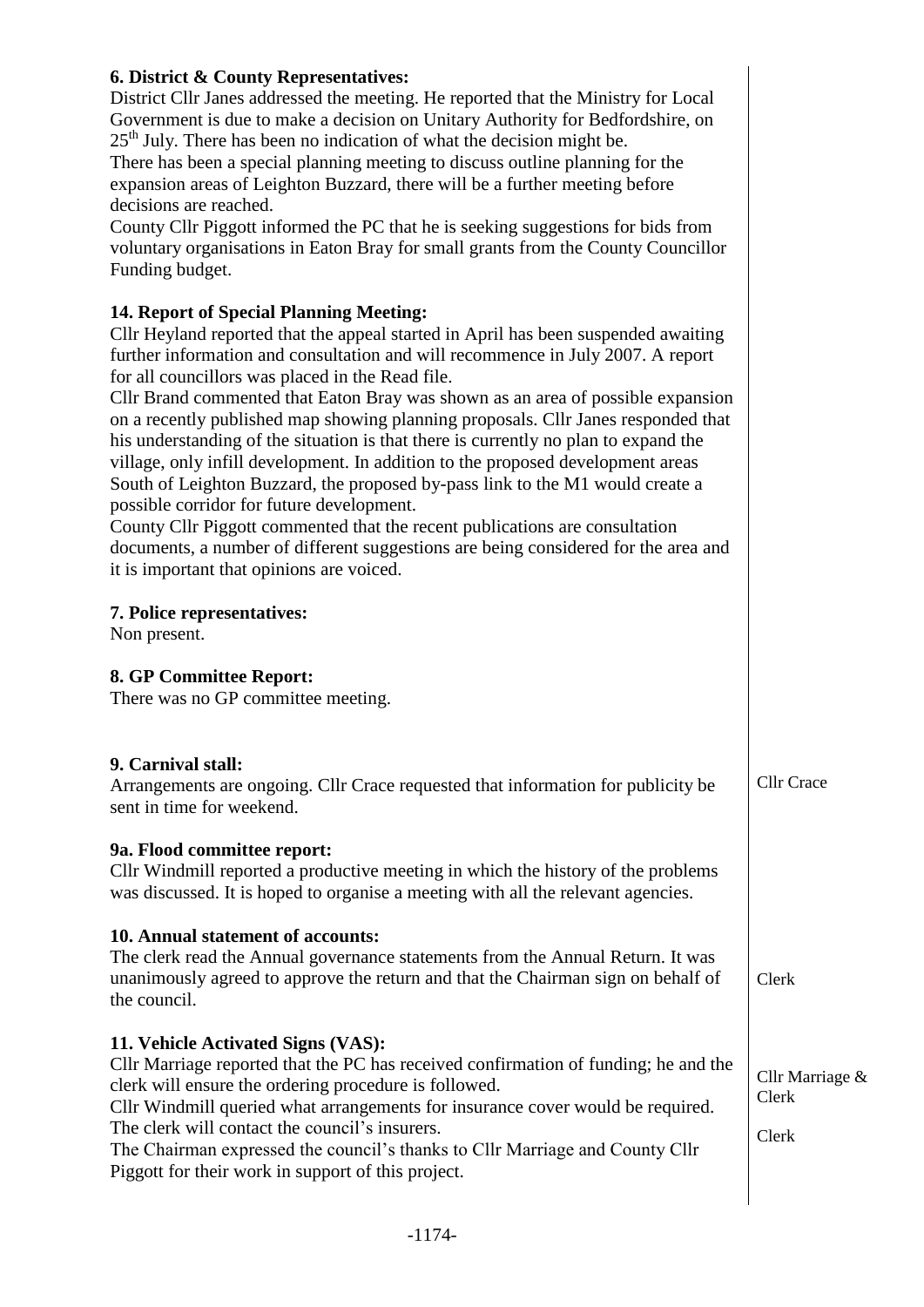**6. District & County Representatives:**
District Cllr Janes addressed the meeting. He reported that the Ministry for Local Government is due to make a decision on Unitary Authority for Bedfordshire, on 25th July. There has been no indication of what the decision might be.
There has been a special planning meeting to discuss outline planning for the expansion areas of Leighton Buzzard, there will be a further meeting before decisions are reached.
County Cllr Piggott informed the PC that he is seeking suggestions for bids from voluntary organisations in Eaton Bray for small grants from the County Councillor Funding budget.

**14. Report of Special Planning Meeting:**
Cllr Heyland reported that the appeal started in April has been suspended awaiting further information and consultation and will recommence in July 2007. A report for all councillors was placed in the Read file.
Cllr Brand commented that Eaton Bray was shown as an area of possible expansion on a recently published map showing planning proposals. Cllr Janes responded that his understanding of the situation is that there is currently no plan to expand the village, only infill development. In addition to the proposed development areas South of Leighton Buzzard, the proposed by-pass link to the M1 would create a possible corridor for future development.
County Cllr Piggott commented that the recent publications are consultation documents, a number of different suggestions are being considered for the area and it is important that opinions are voiced.

**7. Police representatives:**
Non present.

**8. GP Committee Report:**
There was no GP committee meeting.

**9. Carnival stall:**
Arrangements are ongoing. Cllr Crace requested that information for publicity be sent in time for weekend. — *Cllr Crace*

**9a. Flood committee report:**
Cllr Windmill reported a productive meeting in which the history of the problems was discussed. It is hoped to organise a meeting with all the relevant agencies.

**10. Annual statement of accounts:**
The clerk read the Annual governance statements from the Annual Return. It was unanimously agreed to approve the return and that the Chairman sign on behalf of the council. — *Clerk*

**11. Vehicle Activated Signs (VAS):**
Cllr Marriage reported that the PC has received confirmation of funding; he and the clerk will ensure the ordering procedure is followed. — *Cllr Marriage & Clerk*
Cllr Windmill queried what arrangements for insurance cover would be required. The clerk will contact the council's insurers. — *Clerk*
The Chairman expressed the council's thanks to Cllr Marriage and County Cllr Piggott for their work in support of this project.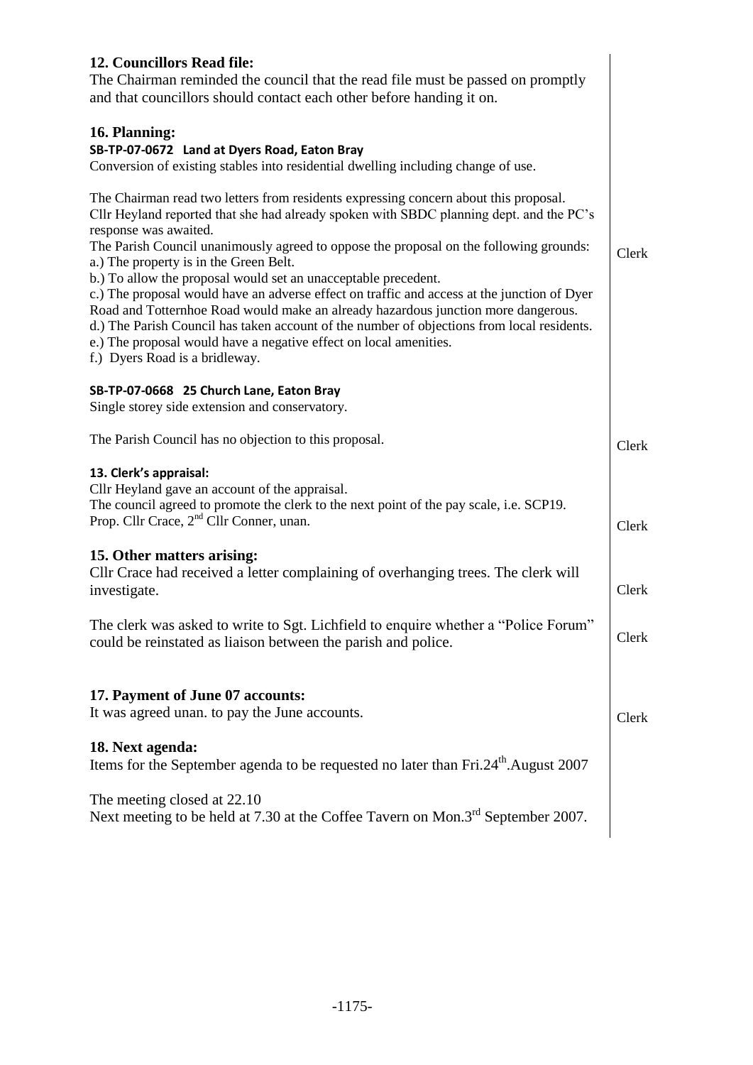## 12. Councillors Read file:

The Chairman reminded the council that the read file must be passed on promptly and that councillors should contact each other before handing it on.

## 16. Planning:

**SB-TP-07-0672 Land at Dyers Road, Eaton Bray**

Conversion of existing stables into residential dwelling including change of use.

The Chairman read two letters from residents expressing concern about this proposal. Cllr Heyland reported that she had already spoken with SBDC planning dept. and the PC's response was awaited.

The Parish Council unanimously agreed to oppose the proposal on the following grounds: — Clerk

a.) The property is in the Green Belt.
b.) To allow the proposal would set an unacceptable precedent.
c.) The proposal would have an adverse effect on traffic and access at the junction of Dyer Road and Totternhoe Road would make an already hazardous junction more dangerous.
d.) The Parish Council has taken account of the number of objections from local residents.
e.) The proposal would have a negative effect on local amenities.
f.) Dyers Road is a bridleway.

**SB-TP-07-0668 25 Church Lane, Eaton Bray**

Single storey side extension and conservatory.

The Parish Council has no objection to this proposal. — Clerk

**13. Clerk's appraisal:**

Cllr Heyland gave an account of the appraisal.
The council agreed to promote the clerk to the next point of the pay scale, i.e. SCP19.
Prop. Cllr Crace, 2nd Cllr Conner, unan. — Clerk

## 15. Other matters arising:

Cllr Crace had received a letter complaining of overhanging trees. The clerk will investigate. — Clerk

The clerk was asked to write to Sgt. Lichfield to enquire whether a "Police Forum" could be reinstated as liaison between the parish and police. — Clerk

## 17. Payment of June 07 accounts:

It was agreed unan. to pay the June accounts. — Clerk

## 18. Next agenda:

Items for the September agenda to be requested no later than Fri.24th.August 2007

The meeting closed at 22.10
Next meeting to be held at 7.30 at the Coffee Tavern on Mon.3rd September 2007.